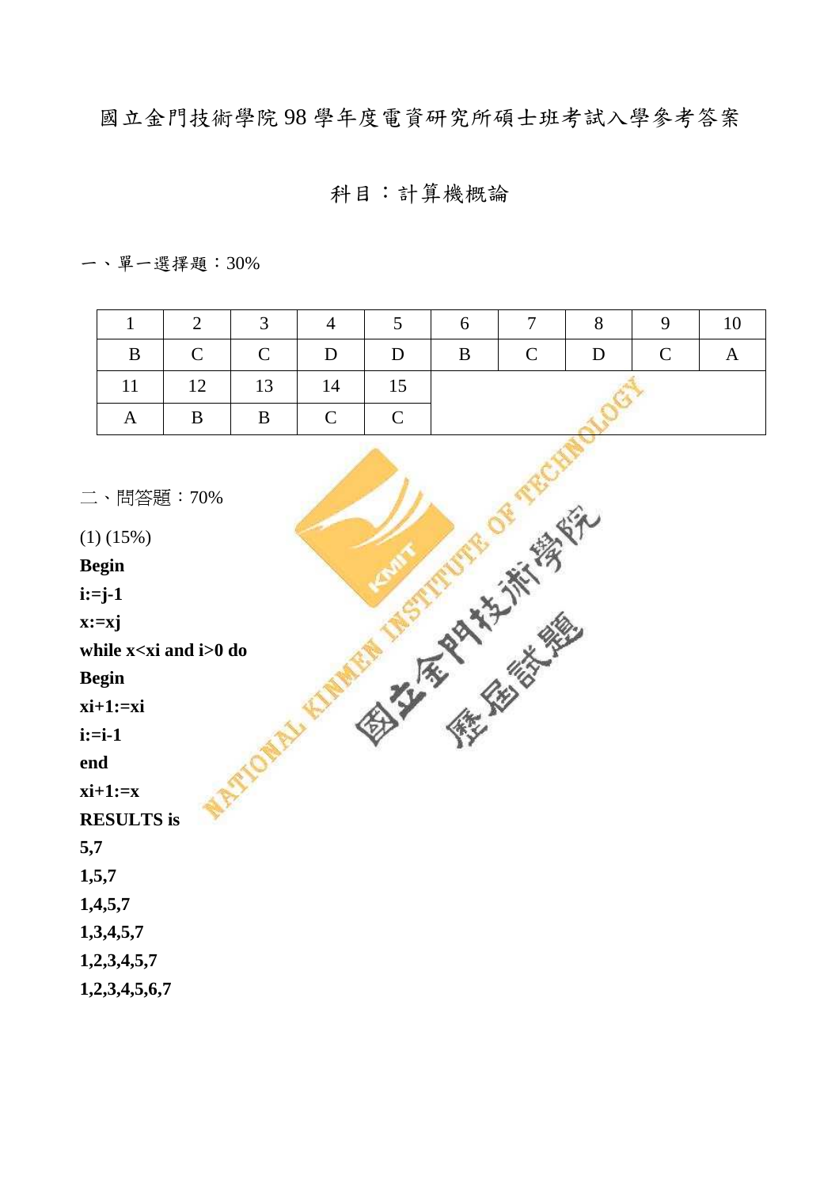# 國立金門技術學院 98 學年度電資研究所碩士班考試入學參考答案

## 科目：計算機概論

一、單一選擇題：30%

| 1 | 2 | 3 | 4 | 5 | 6 | 7 | 8 | 9 | 10 |
|---|---|---|---|---|---|---|---|---|---|
| B | C | C | D | D | B | C | D | C | A |
| 11 | 12 | 13 | 14 | 15 | | | | | |
| A | B | B | C | C | | | | | |

二、問答題：70%

(1) (15%)

**Begin**
**i:=j-1**
**x:=xj**
**while x<xi and i>0 do**
**Begin**
**xi+1:=xi**
**i:=i-1**
**end**
**xi+1:=x**
**RESULTS is**
**5,7**
**1,5,7**
**1,4,5,7**
**1,3,4,5,7**
**1,2,3,4,5,7**
**1,2,3,4,5,6,7**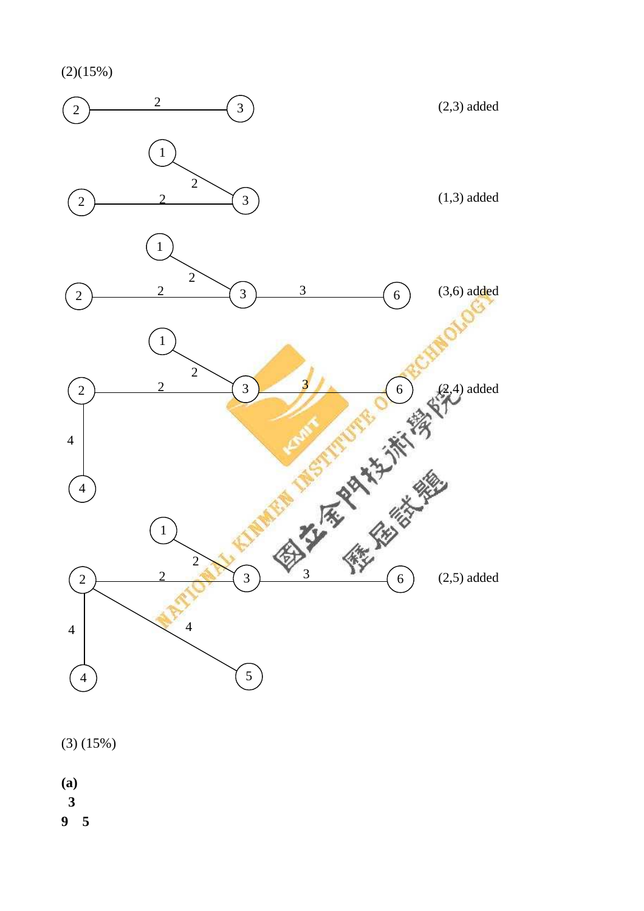(2)(15%)

(2,3) added

(1,3) added

(3,6) added

(2,4) added

(2,5) added

(3) (15%)

**(a)**

**3**

**9 5**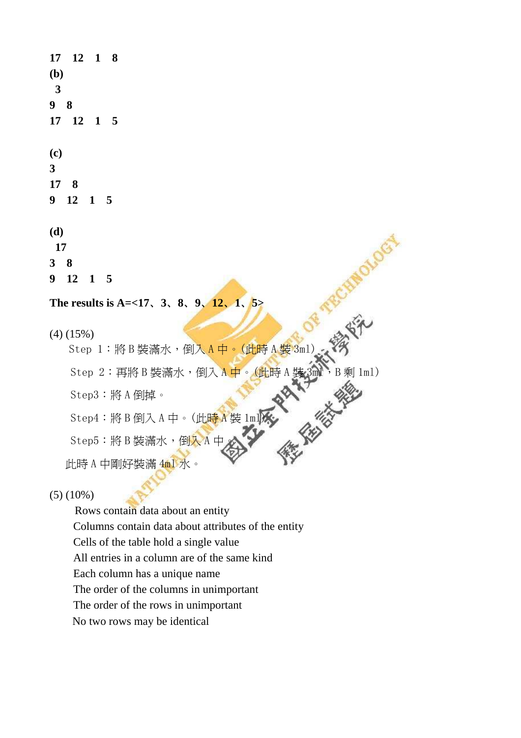**17　12　1　8**

**(b)**

**3**

**9　8**

**17　12　1　5**

**(c)**

**3**

**17　8**

**9　12　1　5**

**(d)**

**17**

**3　8**

**9　12　1　5**

**The results is A=<17、3、8、9、12、1、5>**

(4) (15%)

Step 1：將 B 裝滿水，倒入 A 中。(此時 A 裝 3ml)

Step 2：再將 B 裝滿水，倒入 A 中。(此時 A 裝 3ml，B 剩 1ml)

Step3：將 A 倒掉。

Step4：將 B 倒入 A 中。(此時 A 裝 1ml)

Step5：將 B 裝滿水，倒入 A 中。

此時 A 中剛好裝滿 4ml 水。

(5) (10%)

Rows contain data about an entity

Columns contain data about attributes of the entity

Cells of the table hold a single value

All entries in a column are of the same kind

Each column has a unique name

The order of the columns in unimportant

The order of the rows in unimportant

No two rows may be identical